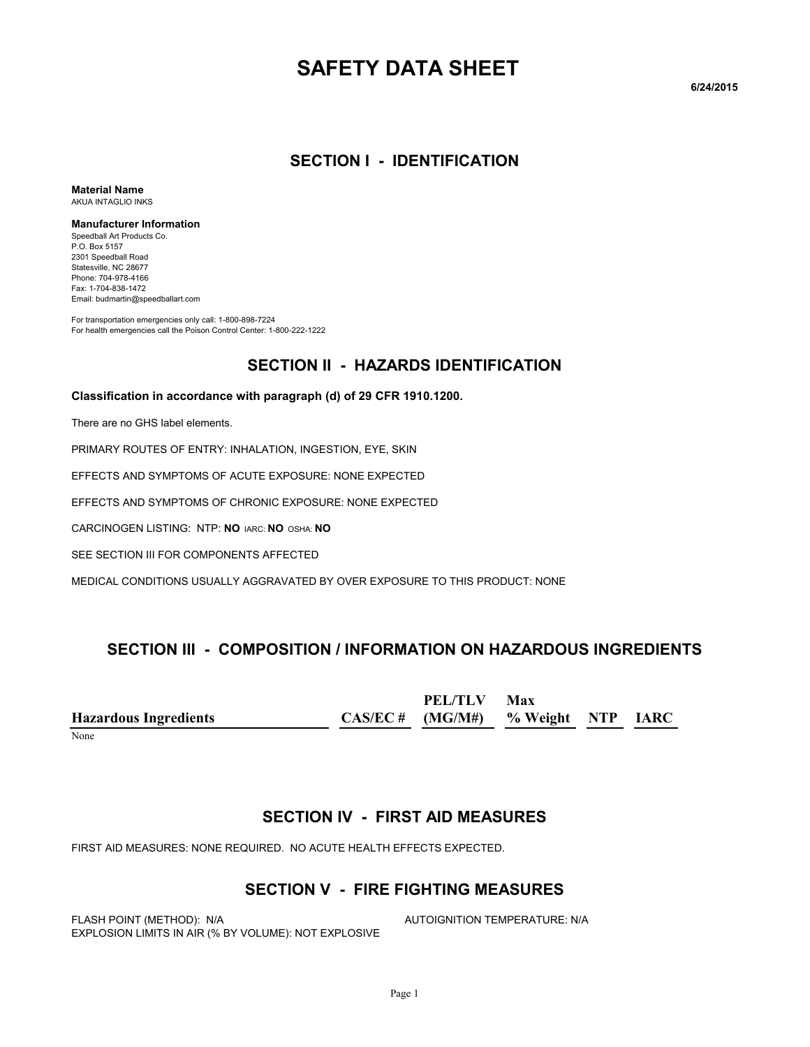# SAFETY DATA SHEET

6/24/2015

## SECTION I - IDENTIFICATION

**Material Name**
AKUA INTAGLIO INKS

**Manufacturer Information**
Speedball Art Products Co.
P.O. Box 5157
2301 Speedball Road
Statesville, NC 28677
Phone: 704-978-4166
Fax: 1-704-838-1472
Email: budmartin@speedballart.com

For transportation emergencies only call: 1-800-898-7224
For health emergencies call the Poison Control Center: 1-800-222-1222

## SECTION II - HAZARDS IDENTIFICATION

**Classification in accordance with paragraph (d) of 29 CFR 1910.1200.**

There are no GHS label elements.

PRIMARY ROUTES OF ENTRY: INHALATION, INGESTION, EYE, SKIN

EFFECTS AND SYMPTOMS OF ACUTE EXPOSURE: NONE EXPECTED

EFFECTS AND SYMPTOMS OF CHRONIC EXPOSURE: NONE EXPECTED

CARCINOGEN LISTING: NTP: **NO** IARC: **NO** OSHA: **NO**

SEE SECTION III FOR COMPONENTS AFFECTED

MEDICAL CONDITIONS USUALLY AGGRAVATED BY OVER EXPOSURE TO THIS PRODUCT: NONE

## SECTION III - COMPOSITION / INFORMATION ON HAZARDOUS INGREDIENTS

| Hazardous Ingredients | CAS/EC # | PEL/TLV (MG/M#) | Max % Weight | NTP | IARC |
|---|---|---|---|---|---|
| None | | | | | |

## SECTION IV - FIRST AID MEASURES

FIRST AID MEASURES: NONE REQUIRED. NO ACUTE HEALTH EFFECTS EXPECTED.

## SECTION V - FIRE FIGHTING MEASURES

FLASH POINT (METHOD): N/A

AUTOIGNITION TEMPERATURE: N/A

EXPLOSION LIMITS IN AIR (% BY VOLUME): NOT EXPLOSIVE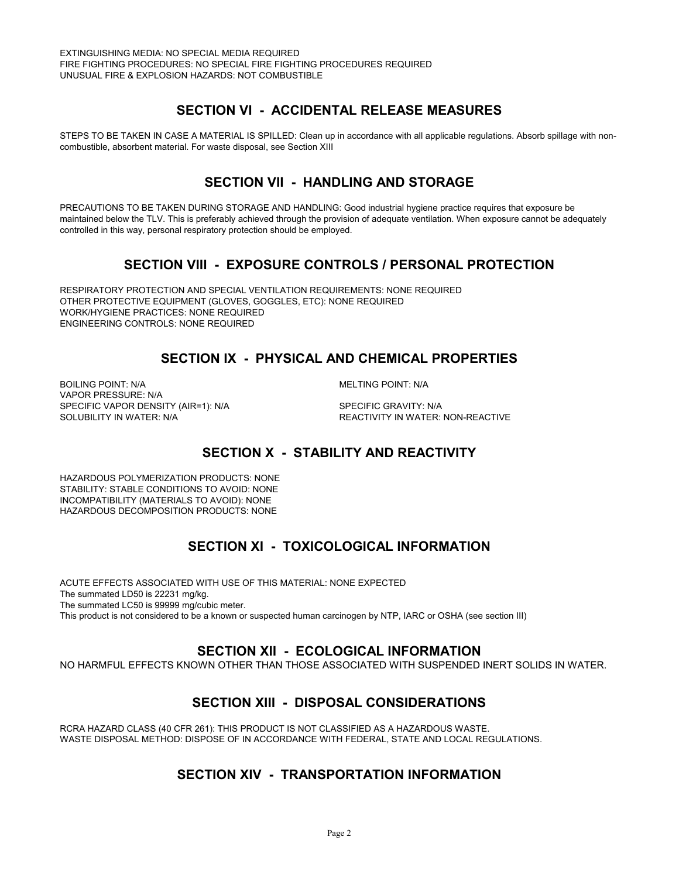EXTINGUISHING MEDIA: NO SPECIAL MEDIA REQUIRED
FIRE FIGHTING PROCEDURES: NO SPECIAL FIRE FIGHTING PROCEDURES REQUIRED
UNUSUAL FIRE & EXPLOSION HAZARDS: NOT COMBUSTIBLE

## SECTION VI - ACCIDENTAL RELEASE MEASURES

STEPS TO BE TAKEN IN CASE A MATERIAL IS SPILLED: Clean up in accordance with all applicable regulations. Absorb spillage with non-combustible, absorbent material. For waste disposal, see Section XIII

## SECTION VII - HANDLING AND STORAGE

PRECAUTIONS TO BE TAKEN DURING STORAGE AND HANDLING: Good industrial hygiene practice requires that exposure be maintained below the TLV. This is preferably achieved through the provision of adequate ventilation. When exposure cannot be adequately controlled in this way, personal respiratory protection should be employed.

## SECTION VIII - EXPOSURE CONTROLS / PERSONAL PROTECTION

RESPIRATORY PROTECTION AND SPECIAL VENTILATION REQUIREMENTS: NONE REQUIRED
OTHER PROTECTIVE EQUIPMENT (GLOVES, GOGGLES, ETC): NONE REQUIRED
WORK/HYGIENE PRACTICES: NONE REQUIRED
ENGINEERING CONTROLS: NONE REQUIRED

## SECTION IX - PHYSICAL AND CHEMICAL PROPERTIES

BOILING POINT: N/A
MELTING POINT: N/A
VAPOR PRESSURE: N/A
SPECIFIC VAPOR DENSITY (AIR=1): N/A
SPECIFIC GRAVITY: N/A
SOLUBILITY IN WATER: N/A
REACTIVITY IN WATER: NON-REACTIVE

## SECTION X - STABILITY AND REACTIVITY

HAZARDOUS POLYMERIZATION PRODUCTS: NONE
STABILITY: STABLE CONDITIONS TO AVOID: NONE
INCOMPATIBILITY (MATERIALS TO AVOID): NONE
HAZARDOUS DECOMPOSITION PRODUCTS: NONE

## SECTION XI - TOXICOLOGICAL INFORMATION

ACUTE EFFECTS ASSOCIATED WITH USE OF THIS MATERIAL: NONE EXPECTED
The summated LD50 is 22231 mg/kg.
The summated LC50 is 99999 mg/cubic meter.
This product is not considered to be a known or suspected human carcinogen by NTP, IARC or OSHA (see section III)

## SECTION XII - ECOLOGICAL INFORMATION

NO HARMFUL EFFECTS KNOWN OTHER THAN THOSE ASSOCIATED WITH SUSPENDED INERT SOLIDS IN WATER.

## SECTION XIII - DISPOSAL CONSIDERATIONS

RCRA HAZARD CLASS (40 CFR 261): THIS PRODUCT IS NOT CLASSIFIED AS A HAZARDOUS WASTE.
WASTE DISPOSAL METHOD: DISPOSE OF IN ACCORDANCE WITH FEDERAL, STATE AND LOCAL REGULATIONS.

## SECTION XIV - TRANSPORTATION INFORMATION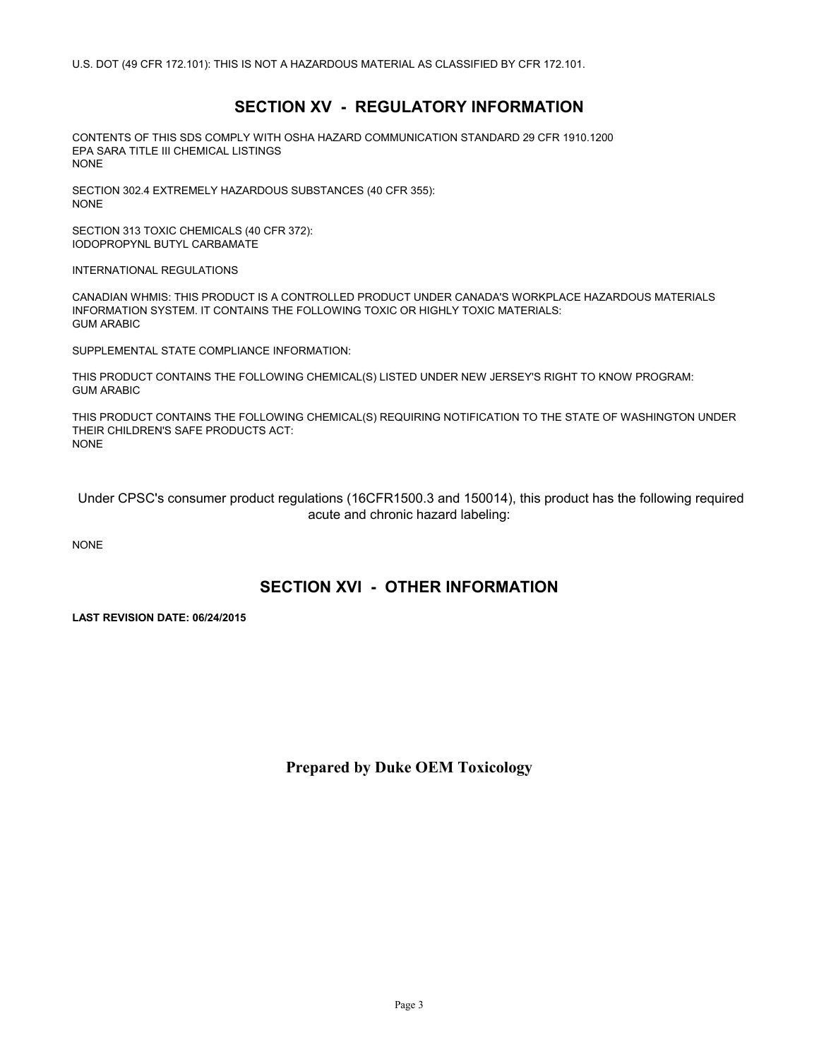U.S. DOT (49 CFR 172.101): THIS IS NOT A HAZARDOUS MATERIAL AS CLASSIFIED BY CFR 172.101.

## SECTION XV - REGULATORY INFORMATION

CONTENTS OF THIS SDS COMPLY WITH OSHA HAZARD COMMUNICATION STANDARD 29 CFR 1910.1200
EPA SARA TITLE III CHEMICAL LISTINGS
NONE

SECTION 302.4 EXTREMELY HAZARDOUS SUBSTANCES (40 CFR 355):
NONE

SECTION 313 TOXIC CHEMICALS (40 CFR 372):
IODOPROPYNL BUTYL CARBAMATE

INTERNATIONAL REGULATIONS

CANADIAN WHMIS: THIS PRODUCT IS A CONTROLLED PRODUCT UNDER CANADA'S WORKPLACE HAZARDOUS MATERIALS INFORMATION SYSTEM. IT CONTAINS THE FOLLOWING TOXIC OR HIGHLY TOXIC MATERIALS:
GUM ARABIC

SUPPLEMENTAL STATE COMPLIANCE INFORMATION:

THIS PRODUCT CONTAINS THE FOLLOWING CHEMICAL(S) LISTED UNDER NEW JERSEY'S RIGHT TO KNOW PROGRAM:
GUM ARABIC

THIS PRODUCT CONTAINS THE FOLLOWING CHEMICAL(S) REQUIRING NOTIFICATION TO THE STATE OF WASHINGTON UNDER THEIR CHILDREN'S SAFE PRODUCTS ACT:
NONE

Under CPSC's consumer product regulations (16CFR1500.3 and 150014), this product has the following required acute and chronic hazard labeling:

NONE

## SECTION XVI - OTHER INFORMATION

**LAST REVISION DATE: 06/24/2015**

**Prepared by Duke OEM Toxicology**